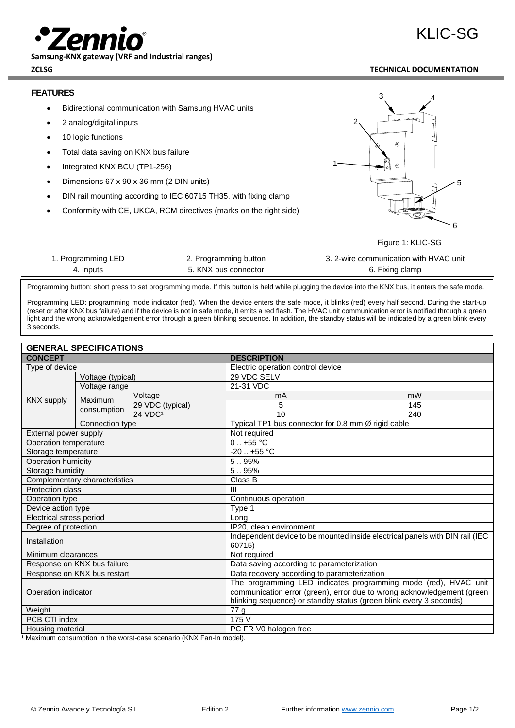# KLIC-SG

**Samsung-KNX gateway (VRF and Industrial ranges)**

**ZCLSG** **TECHNICAL DOCUMENTATION**

## FEATURES

- Bidirectional communication with Samsung HVAC units
- 2 analog/digital inputs
- 10 logic functions
- Total data saving on KNX bus failure
- Integrated KNX BCU (TP1-256)
- Dimensions 67 x 90 x 36 mm (2 DIN units)
- DIN rail mounting according to IEC 60715 TH35, with fixing clamp
- Conformity with CE, UKCA, RCM directives (marks on the right side)

Figure 1: KLIC-SG

| 1. Programming LED | 2. Programming button | 3. 2-wire communication with HVAC unit |
|---|---|---|
| 4. Inputs | 5. KNX bus connector | 6. Fixing clamp |

Programming button: short press to set programming mode. If this button is held while plugging the device into the KNX bus, it enters the safe mode.

Programming LED: programming mode indicator (red). When the device enters the safe mode, it blinks (red) every half second. During the start-up (reset or after KNX bus failure) and if the device is not in safe mode, it emits a red flash. The HVAC unit communication error is notified through a green light and the wrong acknowledgement error through a green blinking sequence. In addition, the standby status will be indicated by a green blink every 3 seconds.

## GENERAL SPECIFICATIONS

| CONCEPT | | | DESCRIPTION | |
|---|---|---|---|---|
| Type of device | | | Electric operation control device | |
| KNX supply | Voltage (typical) | | 29 VDC SELV | |
| | Voltage range | | 21-31 VDC | |
| | Maximum consumption | Voltage | mA | mW |
| | | 29 VDC (typical) | 5 | 145 |
| | | 24 VDC[1] | 10 | 240 |
| | Connection type | | Typical TP1 bus connector for 0.8 mm Ø rigid cable | |
| External power supply | | | Not required | |
| Operation temperature | | | 0 .. +55 °C | |
| Storage temperature | | | -20 .. +55 °C | |
| Operation humidity | | | 5 .. 95% | |
| Storage humidity | | | 5 .. 95% | |
| Complementary characteristics | | | Class B | |
| Protection class | | | III | |
| Operation type | | | Continuous operation | |
| Device action type | | | Type 1 | |
| Electrical stress period | | | Long | |
| Degree of protection | | | IP20, clean environment | |
| Installation | | | Independent device to be mounted inside electrical panels with DIN rail (IEC 60715) | |
| Minimum clearances | | | Not required | |
| Response on KNX bus failure | | | Data saving according to parameterization | |
| Response on KNX bus restart | | | Data recovery according to parameterization | |
| Operation indicator | | | The programming LED indicates programming mode (red), HVAC unit communication error (green), error due to wrong acknowledgement (green blinking sequence) or standby status (green blink every 3 seconds) | |
| Weight | | | 77 g | |
| PCB CTI index | | | 175 V | |
| Housing material | | | PC FR V0 halogen free | |

[1] Maximum consumption in the worst-case scenario (KNX Fan-In model).

© Zennio Avance y Tecnología S.L. Edition 2 Further information www.zennio.com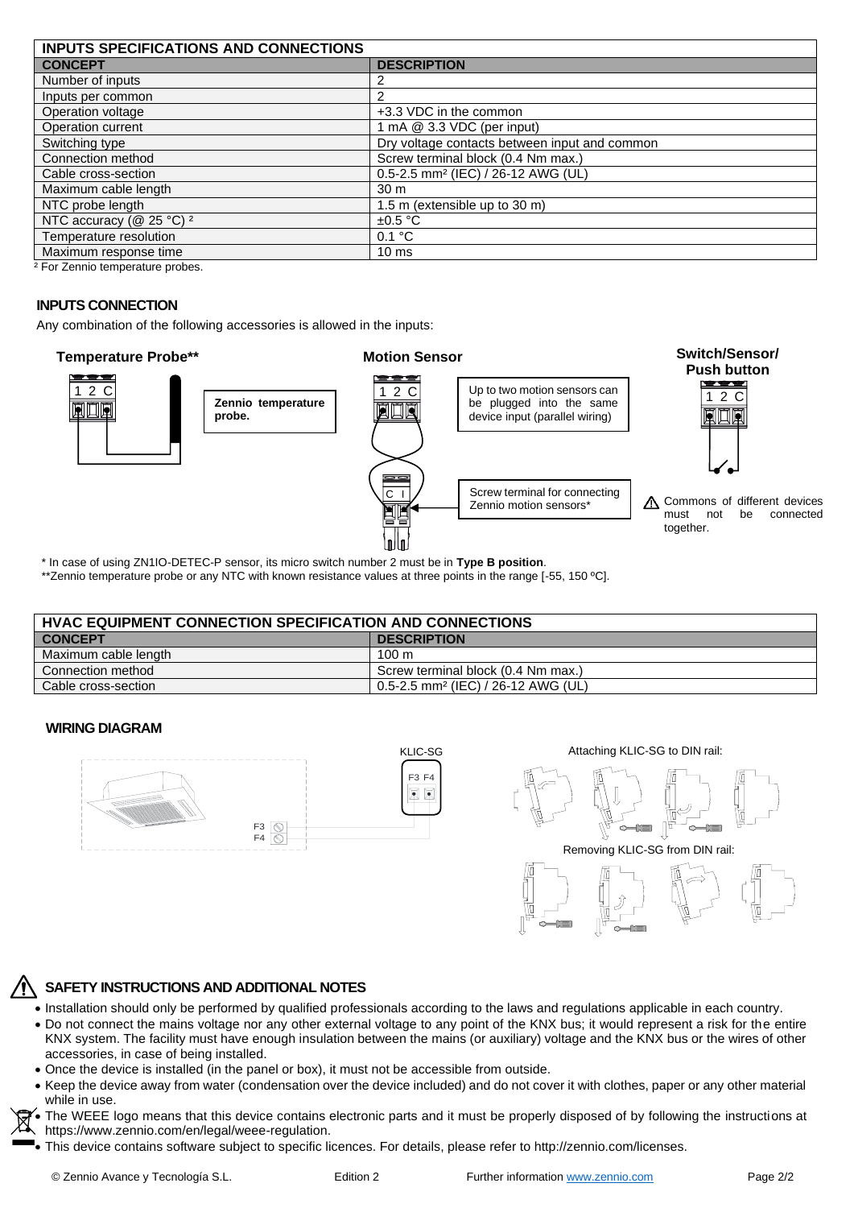| INPUTS SPECIFICATIONS AND CONNECTIONS | |
|---|---|
| **CONCEPT** | **DESCRIPTION** |
| Number of inputs | 2 |
| Inputs per common | 2 |
| Operation voltage | +3.3 VDC in the common |
| Operation current | 1 mA @ 3.3 VDC (per input) |
| Switching type | Dry voltage contacts between input and common |
| Connection method | Screw terminal block (0.4 Nm max.) |
| Cable cross-section | 0.5-2.5 mm² (IEC) / 26-12 AWG (UL) |
| Maximum cable length | 30 m |
| NTC probe length | 1.5 m (extensible up to 30 m) |
| NTC accuracy (@ 25 °C) [2] | ±0.5 °C |
| Temperature resolution | 0.1 °C |
| Maximum response time | 10 ms |

[2] For Zennio temperature probes.

## INPUTS CONNECTION

Any combination of the following accessories is allowed in the inputs:

**Temperature Probe****

1 2 C

Zennio temperature probe.

**Motion Sensor**

1 2 C

Up to two motion sensors can be plugged into the same device input (parallel wiring)

C I

Screw terminal for connecting Zennio motion sensors*

**Switch/Sensor/ Push button**

1 2 C

⚠ Commons of different devices must not be connected together.

\* In case of using ZN1IO-DETEC-P sensor, its micro switch number 2 must be in **Type B position**.

**Zennio temperature probe or any NTC with known resistance values at three points in the range [-55, 150 ºC].

| HVAC EQUIPMENT CONNECTION SPECIFICATION AND CONNECTIONS | |
|---|---|
| **CONCEPT** | **DESCRIPTION** |
| Maximum cable length | 100 m |
| Connection method | Screw terminal block (0.4 Nm max.) |
| Cable cross-section | 0.5-2.5 mm² (IEC) / 26-12 AWG (UL) |

## WIRING DIAGRAM

KLIC-SG

F3 F4

F3

F4

Attaching KLIC-SG to DIN rail:

Removing KLIC-SG from DIN rail:

## SAFETY INSTRUCTIONS AND ADDITIONAL NOTES

- Installation should only be performed by qualified professionals according to the laws and regulations applicable in each country.
- Do not connect the mains voltage nor any other external voltage to any point of the KNX bus; it would represent a risk for the entire KNX system. The facility must have enough insulation between the mains (or auxiliary) voltage and the KNX bus or the wires of other accessories, in case of being installed.
- Once the device is installed (in the panel or box), it must not be accessible from outside.
- Keep the device away from water (condensation over the device included) and do not cover it with clothes, paper or any other material while in use.
- The WEEE logo means that this device contains electronic parts and it must be properly disposed of by following the instructions at https://www.zennio.com/en/legal/weee-regulation.
- This device contains software subject to specific licences. For details, please refer to http://zennio.com/licenses.

© Zennio Avance y Tecnología S.L. Edition 2 Further information www.zennio.com